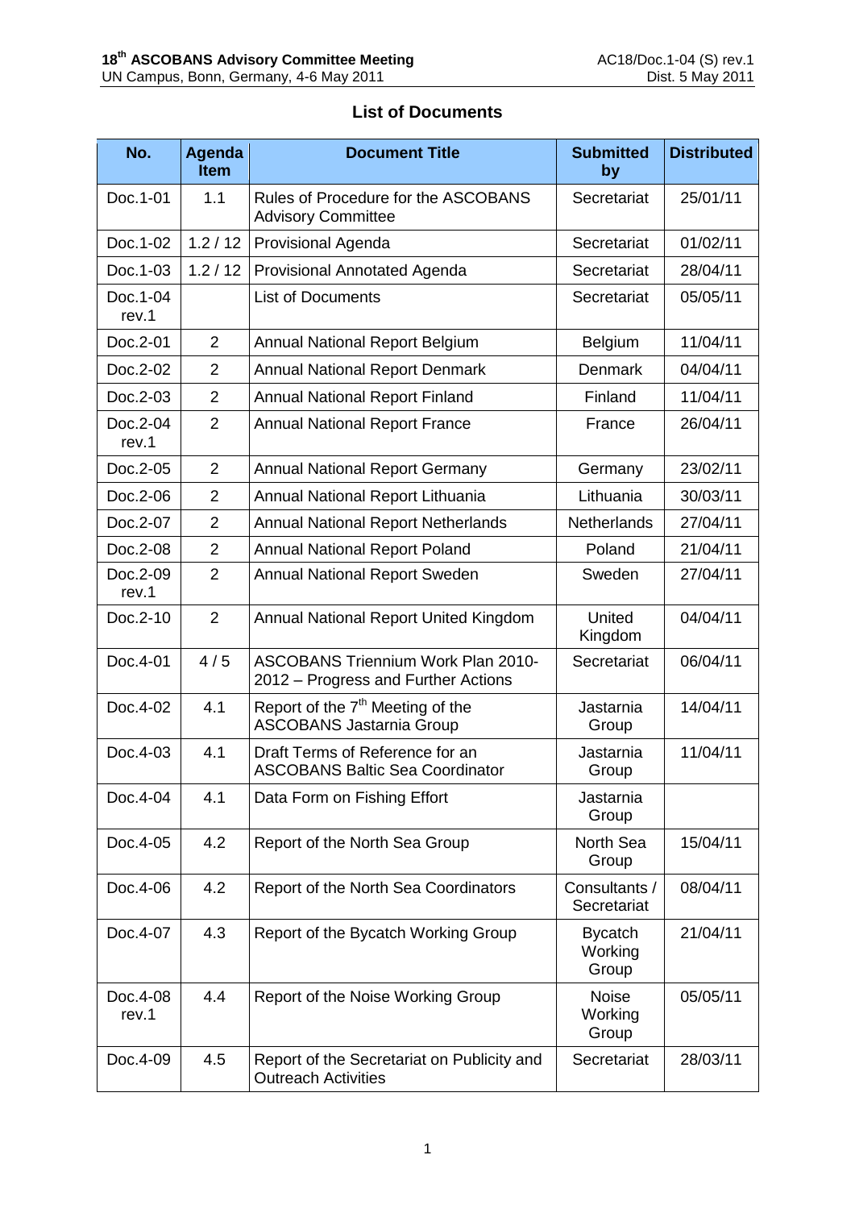## List of Documents

| No. | Agenda Item | Document Title | Submitted by | Distributed |
|---|---|---|---|---|
| Doc.1-01 | 1.1 | Rules of Procedure for the ASCOBANS Advisory Committee | Secretariat | 25/01/11 |
| Doc.1-02 | 1.2 / 12 | Provisional Agenda | Secretariat | 01/02/11 |
| Doc.1-03 | 1.2 / 12 | Provisional Annotated Agenda | Secretariat | 28/04/11 |
| Doc.1-04 rev.1 | | List of Documents | Secretariat | 05/05/11 |
| Doc.2-01 | 2 | Annual National Report Belgium | Belgium | 11/04/11 |
| Doc.2-02 | 2 | Annual National Report Denmark | Denmark | 04/04/11 |
| Doc.2-03 | 2 | Annual National Report Finland | Finland | 11/04/11 |
| Doc.2-04 rev.1 | 2 | Annual National Report France | France | 26/04/11 |
| Doc.2-05 | 2 | Annual National Report Germany | Germany | 23/02/11 |
| Doc.2-06 | 2 | Annual National Report Lithuania | Lithuania | 30/03/11 |
| Doc.2-07 | 2 | Annual National Report Netherlands | Netherlands | 27/04/11 |
| Doc.2-08 | 2 | Annual National Report Poland | Poland | 21/04/11 |
| Doc.2-09 rev.1 | 2 | Annual National Report Sweden | Sweden | 27/04/11 |
| Doc.2-10 | 2 | Annual National Report United Kingdom | United Kingdom | 04/04/11 |
| Doc.4-01 | 4 / 5 | ASCOBANS Triennium Work Plan 2010-2012 – Progress and Further Actions | Secretariat | 06/04/11 |
| Doc.4-02 | 4.1 | Report of the 7th Meeting of the ASCOBANS Jastarnia Group | Jastarnia Group | 14/04/11 |
| Doc.4-03 | 4.1 | Draft Terms of Reference for an ASCOBANS Baltic Sea Coordinator | Jastarnia Group | 11/04/11 |
| Doc.4-04 | 4.1 | Data Form on Fishing Effort | Jastarnia Group | |
| Doc.4-05 | 4.2 | Report of the North Sea Group | North Sea Group | 15/04/11 |
| Doc.4-06 | 4.2 | Report of the North Sea Coordinators | Consultants / Secretariat | 08/04/11 |
| Doc.4-07 | 4.3 | Report of the Bycatch Working Group | Bycatch Working Group | 21/04/11 |
| Doc.4-08 rev.1 | 4.4 | Report of the Noise Working Group | Noise Working Group | 05/05/11 |
| Doc.4-09 | 4.5 | Report of the Secretariat on Publicity and Outreach Activities | Secretariat | 28/03/11 |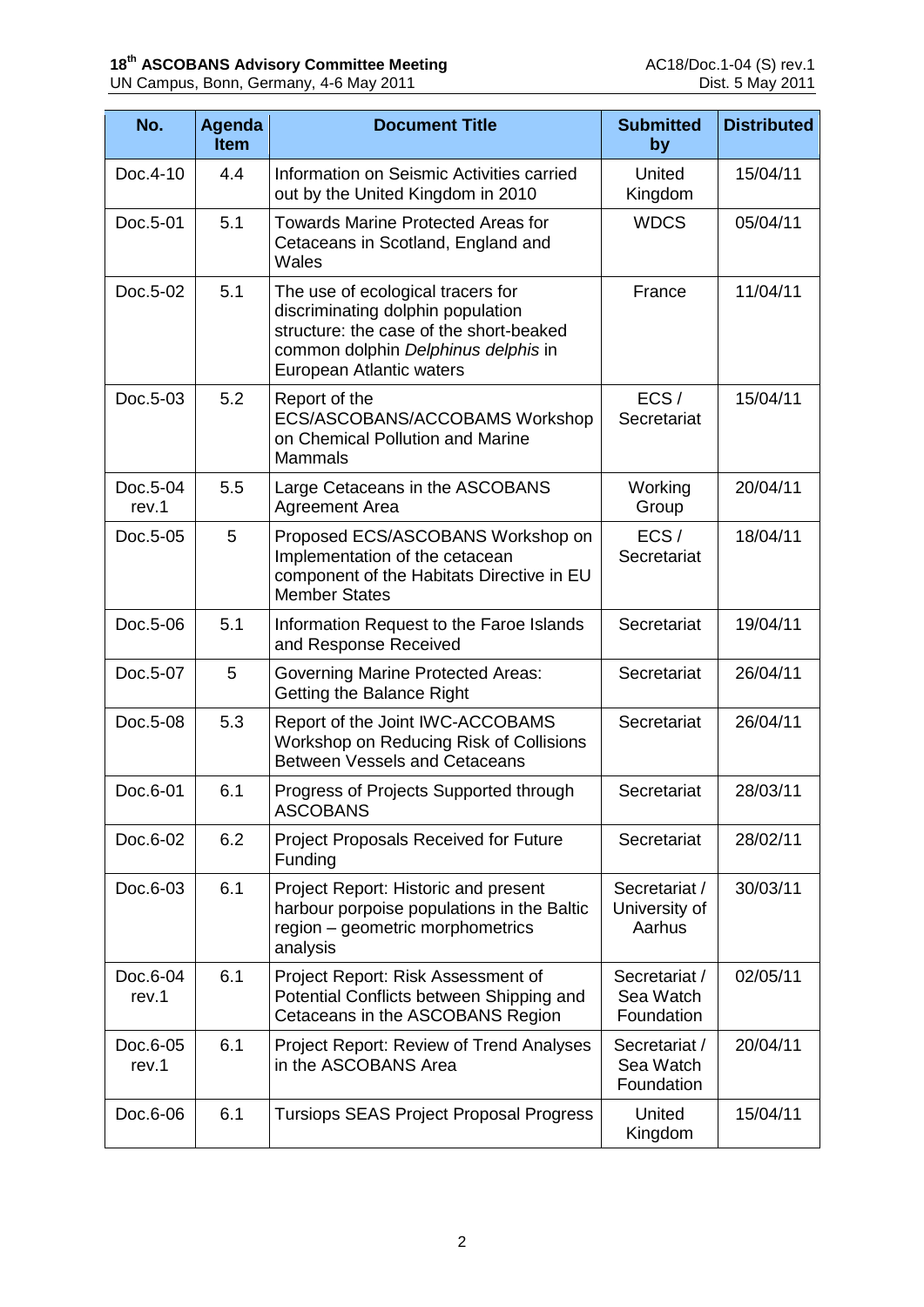| No. | Agenda Item | Document Title | Submitted by | Distributed |
|---|---|---|---|---|
| Doc.4-10 | 4.4 | Information on Seismic Activities carried out by the United Kingdom in 2010 | United Kingdom | 15/04/11 |
| Doc.5-01 | 5.1 | Towards Marine Protected Areas for Cetaceans in Scotland, England and Wales | WDCS | 05/04/11 |
| Doc.5-02 | 5.1 | The use of ecological tracers for discriminating dolphin population structure: the case of the short-beaked common dolphin *Delphinus delphis* in European Atlantic waters | France | 11/04/11 |
| Doc.5-03 | 5.2 | Report of the ECS/ASCOBANS/ACCOBAMS Workshop on Chemical Pollution and Marine Mammals | ECS / Secretariat | 15/04/11 |
| Doc.5-04 rev.1 | 5.5 | Large Cetaceans in the ASCOBANS Agreement Area | Working Group | 20/04/11 |
| Doc.5-05 | 5 | Proposed ECS/ASCOBANS Workshop on Implementation of the cetacean component of the Habitats Directive in EU Member States | ECS / Secretariat | 18/04/11 |
| Doc.5-06 | 5.1 | Information Request to the Faroe Islands and Response Received | Secretariat | 19/04/11 |
| Doc.5-07 | 5 | Governing Marine Protected Areas: Getting the Balance Right | Secretariat | 26/04/11 |
| Doc.5-08 | 5.3 | Report of the Joint IWC-ACCOBAMS Workshop on Reducing Risk of Collisions Between Vessels and Cetaceans | Secretariat | 26/04/11 |
| Doc.6-01 | 6.1 | Progress of Projects Supported through ASCOBANS | Secretariat | 28/03/11 |
| Doc.6-02 | 6.2 | Project Proposals Received for Future Funding | Secretariat | 28/02/11 |
| Doc.6-03 | 6.1 | Project Report: Historic and present harbour porpoise populations in the Baltic region – geometric morphometrics analysis | Secretariat / University of Aarhus | 30/03/11 |
| Doc.6-04 rev.1 | 6.1 | Project Report: Risk Assessment of Potential Conflicts between Shipping and Cetaceans in the ASCOBANS Region | Secretariat / Sea Watch Foundation | 02/05/11 |
| Doc.6-05 rev.1 | 6.1 | Project Report: Review of Trend Analyses in the ASCOBANS Area | Secretariat / Sea Watch Foundation | 20/04/11 |
| Doc.6-06 | 6.1 | Tursiops SEAS Project Proposal Progress | United Kingdom | 15/04/11 |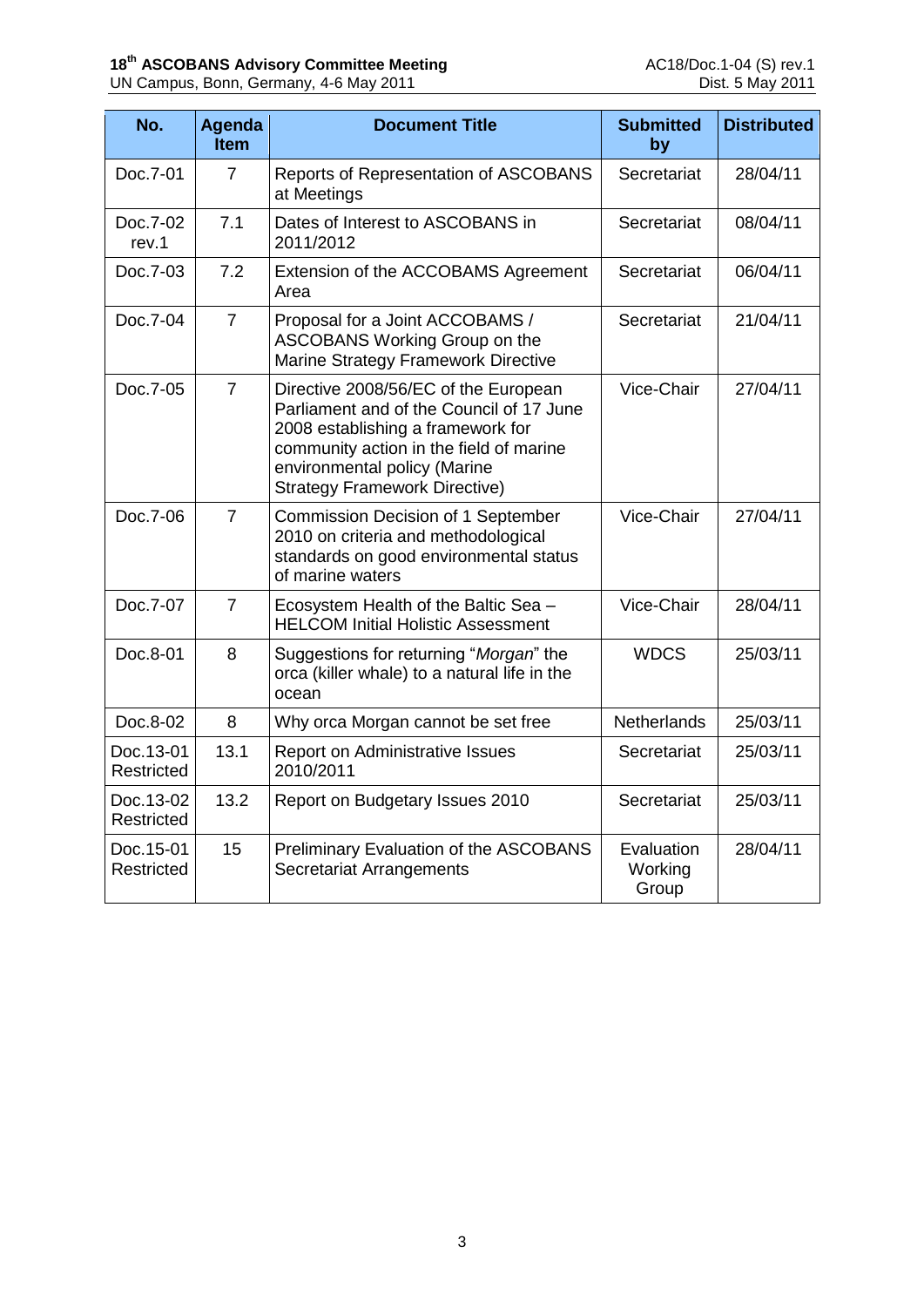| No. | Agenda Item | Document Title | Submitted by | Distributed |
|---|---|---|---|---|
| Doc.7-01 | 7 | Reports of Representation of ASCOBANS at Meetings | Secretariat | 28/04/11 |
| Doc.7-02 rev.1 | 7.1 | Dates of Interest to ASCOBANS in 2011/2012 | Secretariat | 08/04/11 |
| Doc.7-03 | 7.2 | Extension of the ACCOBAMS Agreement Area | Secretariat | 06/04/11 |
| Doc.7-04 | 7 | Proposal for a Joint ACCOBAMS / ASCOBANS Working Group on the Marine Strategy Framework Directive | Secretariat | 21/04/11 |
| Doc.7-05 | 7 | Directive 2008/56/EC of the European Parliament and of the Council of 17 June 2008 establishing a framework for community action in the field of marine environmental policy (Marine Strategy Framework Directive) | Vice-Chair | 27/04/11 |
| Doc.7-06 | 7 | Commission Decision of 1 September 2010 on criteria and methodological standards on good environmental status of marine waters | Vice-Chair | 27/04/11 |
| Doc.7-07 | 7 | Ecosystem Health of the Baltic Sea – HELCOM Initial Holistic Assessment | Vice-Chair | 28/04/11 |
| Doc.8-01 | 8 | Suggestions for returning "*Morgan*" the orca (killer whale) to a natural life in the ocean | WDCS | 25/03/11 |
| Doc.8-02 | 8 | Why orca Morgan cannot be set free | Netherlands | 25/03/11 |
| Doc.13-01 Restricted | 13.1 | Report on Administrative Issues 2010/2011 | Secretariat | 25/03/11 |
| Doc.13-02 Restricted | 13.2 | Report on Budgetary Issues 2010 | Secretariat | 25/03/11 |
| Doc.15-01 Restricted | 15 | Preliminary Evaluation of the ASCOBANS Secretariat Arrangements | Evaluation Working Group | 28/04/11 |